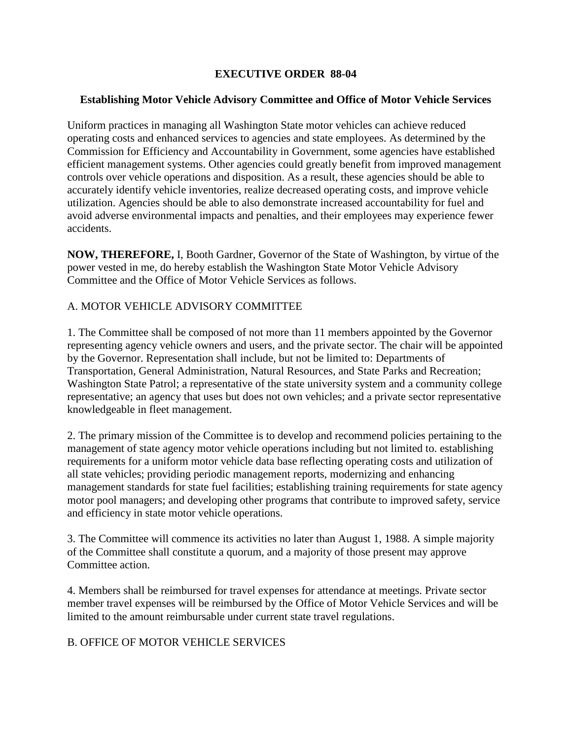# EXECUTIVE ORDER 88-04

## Establishing Motor Vehicle Advisory Committee and Office of Motor Vehicle Services

Uniform practices in managing all Washington State motor vehicles can achieve reduced operating costs and enhanced services to agencies and state employees. As determined by the Commission for Efficiency and Accountability in Government, some agencies have established efficient management systems. Other agencies could greatly benefit from improved management controls over vehicle operations and disposition. As a result, these agencies should be able to accurately identify vehicle inventories, realize decreased operating costs, and improve vehicle utilization. Agencies should be able to also demonstrate increased accountability for fuel and avoid adverse environmental impacts and penalties, and their employees may experience fewer accidents.

**NOW, THEREFORE,** I, Booth Gardner, Governor of the State of Washington, by virtue of the power vested in me, do hereby establish the Washington State Motor Vehicle Advisory Committee and the Office of Motor Vehicle Services as follows.

A. MOTOR VEHICLE ADVISORY COMMITTEE

1. The Committee shall be composed of not more than 11 members appointed by the Governor representing agency vehicle owners and users, and the private sector. The chair will be appointed by the Governor. Representation shall include, but not be limited to: Departments of Transportation, General Administration, Natural Resources, and State Parks and Recreation; Washington State Patrol; a representative of the state university system and a community college representative; an agency that uses but does not own vehicles; and a private sector representative knowledgeable in fleet management.

2. The primary mission of the Committee is to develop and recommend policies pertaining to the management of state agency motor vehicle operations including but not limited to. establishing requirements for a uniform motor vehicle data base reflecting operating costs and utilization of all state vehicles; providing periodic management reports, modernizing and enhancing management standards for state fuel facilities; establishing training requirements for state agency motor pool managers; and developing other programs that contribute to improved safety, service and efficiency in state motor vehicle operations.

3. The Committee will commence its activities no later than August 1, 1988. A simple majority of the Committee shall constitute a quorum, and a majority of those present may approve Committee action.

4. Members shall be reimbursed for travel expenses for attendance at meetings. Private sector member travel expenses will be reimbursed by the Office of Motor Vehicle Services and will be limited to the amount reimbursable under current state travel regulations.

B. OFFICE OF MOTOR VEHICLE SERVICES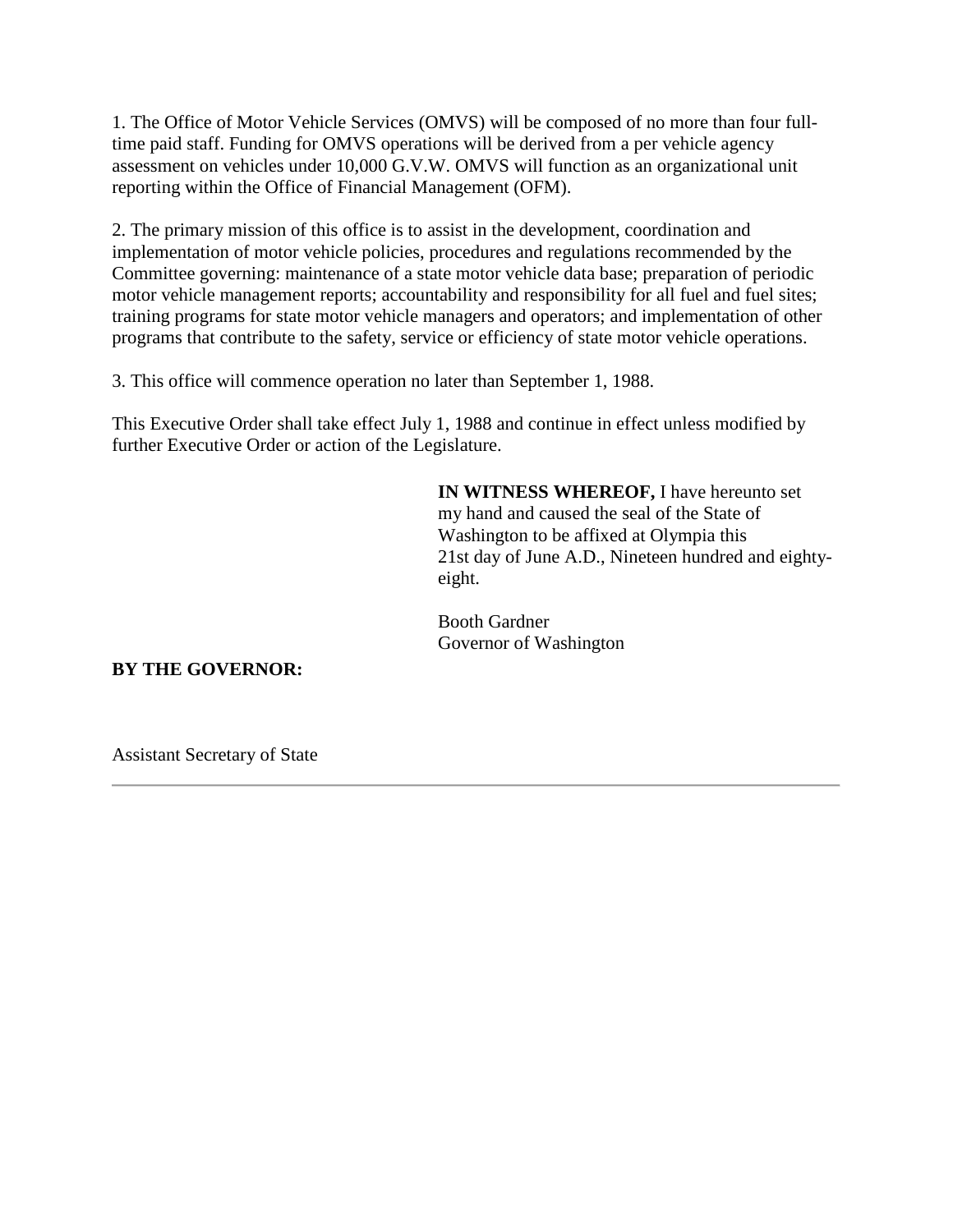1. The Office of Motor Vehicle Services (OMVS) will be composed of no more than four full-time paid staff. Funding for OMVS operations will be derived from a per vehicle agency assessment on vehicles under 10,000 G.V.W. OMVS will function as an organizational unit reporting within the Office of Financial Management (OFM).

2. The primary mission of this office is to assist in the development, coordination and implementation of motor vehicle policies, procedures and regulations recommended by the Committee governing: maintenance of a state motor vehicle data base; preparation of periodic motor vehicle management reports; accountability and responsibility for all fuel and fuel sites; training programs for state motor vehicle managers and operators; and implementation of other programs that contribute to the safety, service or efficiency of state motor vehicle operations.

3. This office will commence operation no later than September 1, 1988.

This Executive Order shall take effect July 1, 1988 and continue in effect unless modified by further Executive Order or action of the Legislature.

**IN WITNESS WHEREOF,** I have hereunto set my hand and caused the seal of the State of Washington to be affixed at Olympia this 21st day of June A.D., Nineteen hundred and eighty-eight.

Booth Gardner
Governor of Washington

**BY THE GOVERNOR:**

Assistant Secretary of State

---